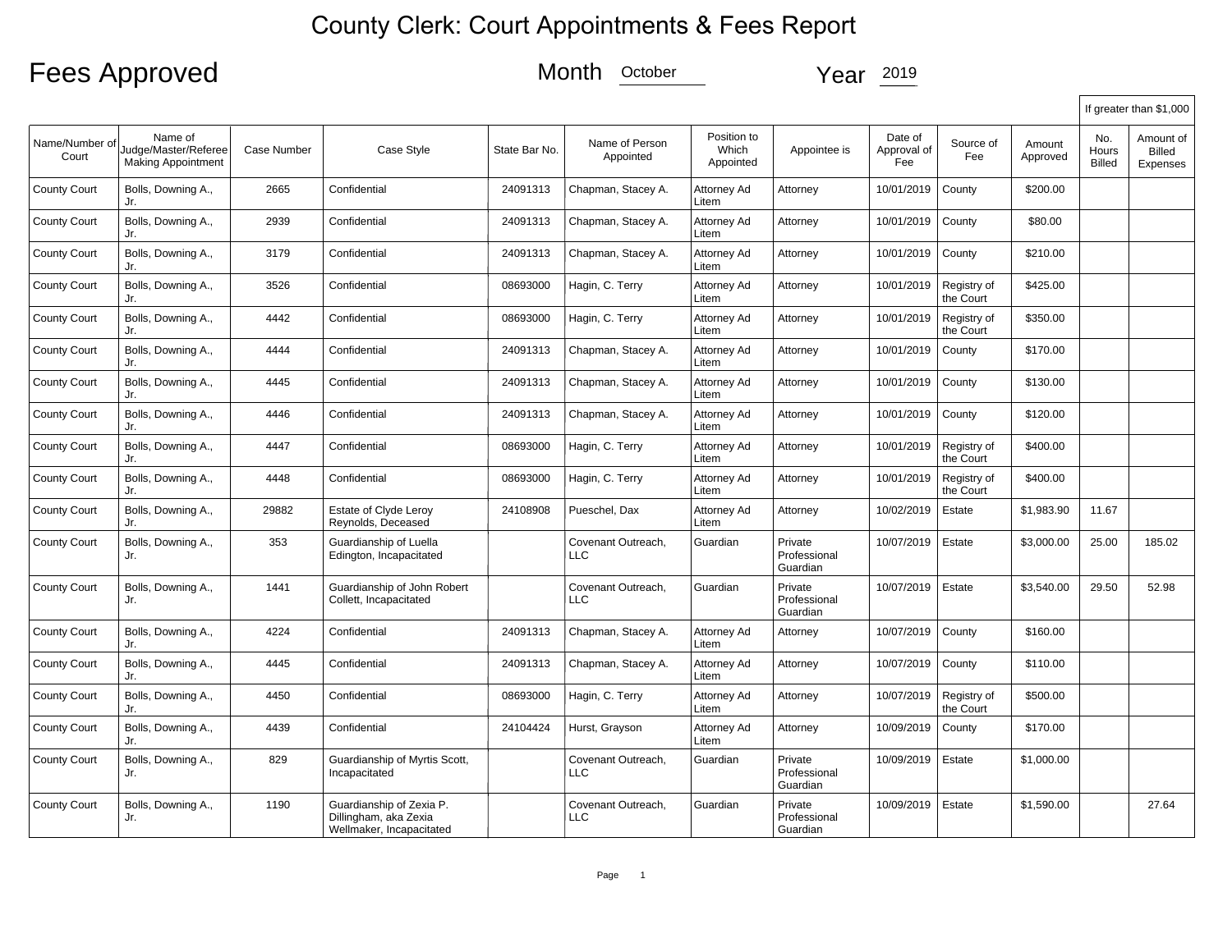# County Clerk: Court Appointments & Fees Report

## Fees Approved

Month October Year 2019

| Name/Number of Court | Name of Judge/Master/Referee Making Appointment | Case Number | Case Style | State Bar No. | Name of Person Appointed | Position to Which Appointed | Appointee is | Date of Approval of Fee | Source of Fee | Amount Approved | If greater than $1,000 No. Hours Billed | If greater than $1,000 Amount of Billed Expenses |
|---|---|---|---|---|---|---|---|---|---|---|---|---|
| County Court | Bolls, Downing A., Jr. | 2665 | Confidential | 24091313 | Chapman, Stacey A. | Attorney Ad Litem | Attorney | 10/01/2019 | County | $200.00 | | |
| County Court | Bolls, Downing A., Jr. | 2939 | Confidential | 24091313 | Chapman, Stacey A. | Attorney Ad Litem | Attorney | 10/01/2019 | County | $80.00 | | |
| County Court | Bolls, Downing A., Jr. | 3179 | Confidential | 24091313 | Chapman, Stacey A. | Attorney Ad Litem | Attorney | 10/01/2019 | County | $210.00 | | |
| County Court | Bolls, Downing A., Jr. | 3526 | Confidential | 08693000 | Hagin, C. Terry | Attorney Ad Litem | Attorney | 10/01/2019 | Registry of the Court | $425.00 | | |
| County Court | Bolls, Downing A., Jr. | 4442 | Confidential | 08693000 | Hagin, C. Terry | Attorney Ad Litem | Attorney | 10/01/2019 | Registry of the Court | $350.00 | | |
| County Court | Bolls, Downing A., Jr. | 4444 | Confidential | 24091313 | Chapman, Stacey A. | Attorney Ad Litem | Attorney | 10/01/2019 | County | $170.00 | | |
| County Court | Bolls, Downing A., Jr. | 4445 | Confidential | 24091313 | Chapman, Stacey A. | Attorney Ad Litem | Attorney | 10/01/2019 | County | $130.00 | | |
| County Court | Bolls, Downing A., Jr. | 4446 | Confidential | 24091313 | Chapman, Stacey A. | Attorney Ad Litem | Attorney | 10/01/2019 | County | $120.00 | | |
| County Court | Bolls, Downing A., Jr. | 4447 | Confidential | 08693000 | Hagin, C. Terry | Attorney Ad Litem | Attorney | 10/01/2019 | Registry of the Court | $400.00 | | |
| County Court | Bolls, Downing A., Jr. | 4448 | Confidential | 08693000 | Hagin, C. Terry | Attorney Ad Litem | Attorney | 10/01/2019 | Registry of the Court | $400.00 | | |
| County Court | Bolls, Downing A., Jr. | 29882 | Estate of Clyde Leroy Reynolds, Deceased | 24108908 | Pueschel, Dax | Attorney Ad Litem | Attorney | 10/02/2019 | Estate | $1,983.90 | 11.67 | |
| County Court | Bolls, Downing A., Jr. | 353 | Guardianship of Luella Edington, Incapacitated | | Covenant Outreach, LLC | Guardian | Private Professional Guardian | 10/07/2019 | Estate | $3,000.00 | 25.00 | 185.02 |
| County Court | Bolls, Downing A., Jr. | 1441 | Guardianship of John Robert Collett, Incapacitated | | Covenant Outreach, LLC | Guardian | Private Professional Guardian | 10/07/2019 | Estate | $3,540.00 | 29.50 | 52.98 |
| County Court | Bolls, Downing A., Jr. | 4224 | Confidential | 24091313 | Chapman, Stacey A. | Attorney Ad Litem | Attorney | 10/07/2019 | County | $160.00 | | |
| County Court | Bolls, Downing A., Jr. | 4445 | Confidential | 24091313 | Chapman, Stacey A. | Attorney Ad Litem | Attorney | 10/07/2019 | County | $110.00 | | |
| County Court | Bolls, Downing A., Jr. | 4450 | Confidential | 08693000 | Hagin, C. Terry | Attorney Ad Litem | Attorney | 10/07/2019 | Registry of the Court | $500.00 | | |
| County Court | Bolls, Downing A., Jr. | 4439 | Confidential | 24104424 | Hurst, Grayson | Attorney Ad Litem | Attorney | 10/09/2019 | County | $170.00 | | |
| County Court | Bolls, Downing A., Jr. | 829 | Guardianship of Myrtis Scott, Incapacitated | | Covenant Outreach, LLC | Guardian | Private Professional Guardian | 10/09/2019 | Estate | $1,000.00 | | |
| County Court | Bolls, Downing A., Jr. | 1190 | Guardianship of Zexia P. Dillingham, aka Zexia Wellmaker, Incapacitated | | Covenant Outreach, LLC | Guardian | Private Professional Guardian | 10/09/2019 | Estate | $1,590.00 | | 27.64 |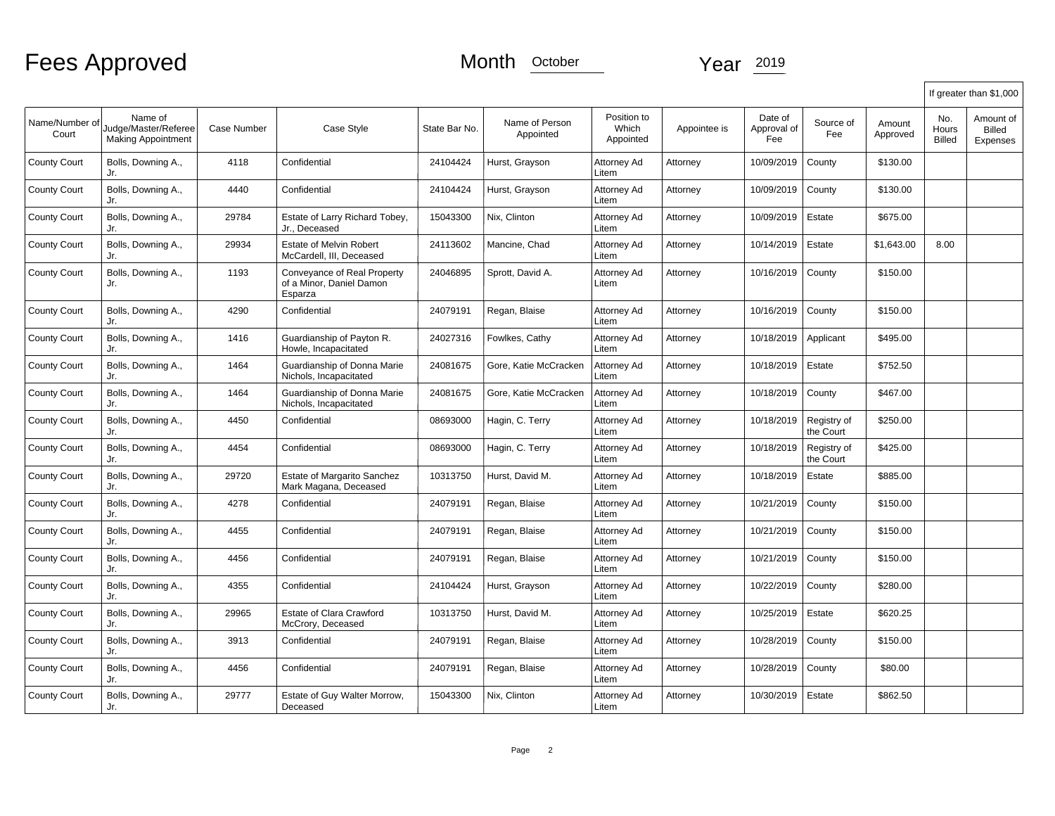# Fees Approved

Month October Year 2019

| Name/Number of Court | Name of Judge/Master/Referee Making Appointment | Case Number | Case Style | State Bar No. | Name of Person Appointed | Position to Which Appointed | Appointee is | Date of Approval of Fee | Source of Fee | Amount Approved | If greater than $1,000 No. Hours Billed | Amount of Billed Expenses |
|---|---|---|---|---|---|---|---|---|---|---|---|---|
| County Court | Bolls, Downing A., Jr. | 4118 | Confidential | 24104424 | Hurst, Grayson | Attorney Ad Litem | Attorney | 10/09/2019 | County | $130.00 | | |
| County Court | Bolls, Downing A., Jr. | 4440 | Confidential | 24104424 | Hurst, Grayson | Attorney Ad Litem | Attorney | 10/09/2019 | County | $130.00 | | |
| County Court | Bolls, Downing A., Jr. | 29784 | Estate of Larry Richard Tobey, Jr., Deceased | 15043300 | Nix, Clinton | Attorney Ad Litem | Attorney | 10/09/2019 | Estate | $675.00 | | |
| County Court | Bolls, Downing A., Jr. | 29934 | Estate of Melvin Robert McCardell, III, Deceased | 24113602 | Mancine, Chad | Attorney Ad Litem | Attorney | 10/14/2019 | Estate | $1,643.00 | 8.00 | |
| County Court | Bolls, Downing A., Jr. | 1193 | Conveyance of Real Property of a Minor, Daniel Damon Esparza | 24046895 | Sprott, David A. | Attorney Ad Litem | Attorney | 10/16/2019 | County | $150.00 | | |
| County Court | Bolls, Downing A., Jr. | 4290 | Confidential | 24079191 | Regan, Blaise | Attorney Ad Litem | Attorney | 10/16/2019 | County | $150.00 | | |
| County Court | Bolls, Downing A., Jr. | 1416 | Guardianship of Payton R. Howle, Incapacitated | 24027316 | Fowlkes, Cathy | Attorney Ad Litem | Attorney | 10/18/2019 | Applicant | $495.00 | | |
| County Court | Bolls, Downing A., Jr. | 1464 | Guardianship of Donna Marie Nichols, Incapacitated | 24081675 | Gore, Katie McCracken | Attorney Ad Litem | Attorney | 10/18/2019 | Estate | $752.50 | | |
| County Court | Bolls, Downing A., Jr. | 1464 | Guardianship of Donna Marie Nichols, Incapacitated | 24081675 | Gore, Katie McCracken | Attorney Ad Litem | Attorney | 10/18/2019 | County | $467.00 | | |
| County Court | Bolls, Downing A., Jr. | 4450 | Confidential | 08693000 | Hagin, C. Terry | Attorney Ad Litem | Attorney | 10/18/2019 | Registry of the Court | $250.00 | | |
| County Court | Bolls, Downing A., Jr. | 4454 | Confidential | 08693000 | Hagin, C. Terry | Attorney Ad Litem | Attorney | 10/18/2019 | Registry of the Court | $425.00 | | |
| County Court | Bolls, Downing A., Jr. | 29720 | Estate of Margarito Sanchez Mark Magana, Deceased | 10313750 | Hurst, David M. | Attorney Ad Litem | Attorney | 10/18/2019 | Estate | $885.00 | | |
| County Court | Bolls, Downing A., Jr. | 4278 | Confidential | 24079191 | Regan, Blaise | Attorney Ad Litem | Attorney | 10/21/2019 | County | $150.00 | | |
| County Court | Bolls, Downing A., Jr. | 4455 | Confidential | 24079191 | Regan, Blaise | Attorney Ad Litem | Attorney | 10/21/2019 | County | $150.00 | | |
| County Court | Bolls, Downing A., Jr. | 4456 | Confidential | 24079191 | Regan, Blaise | Attorney Ad Litem | Attorney | 10/21/2019 | County | $150.00 | | |
| County Court | Bolls, Downing A., Jr. | 4355 | Confidential | 24104424 | Hurst, Grayson | Attorney Ad Litem | Attorney | 10/22/2019 | County | $280.00 | | |
| County Court | Bolls, Downing A., Jr. | 29965 | Estate of Clara Crawford McCrory, Deceased | 10313750 | Hurst, David M. | Attorney Ad Litem | Attorney | 10/25/2019 | Estate | $620.25 | | |
| County Court | Bolls, Downing A., Jr. | 3913 | Confidential | 24079191 | Regan, Blaise | Attorney Ad Litem | Attorney | 10/28/2019 | County | $150.00 | | |
| County Court | Bolls, Downing A., Jr. | 4456 | Confidential | 24079191 | Regan, Blaise | Attorney Ad Litem | Attorney | 10/28/2019 | County | $80.00 | | |
| County Court | Bolls, Downing A., Jr. | 29777 | Estate of Guy Walter Morrow, Deceased | 15043300 | Nix, Clinton | Attorney Ad Litem | Attorney | 10/30/2019 | Estate | $862.50 | | |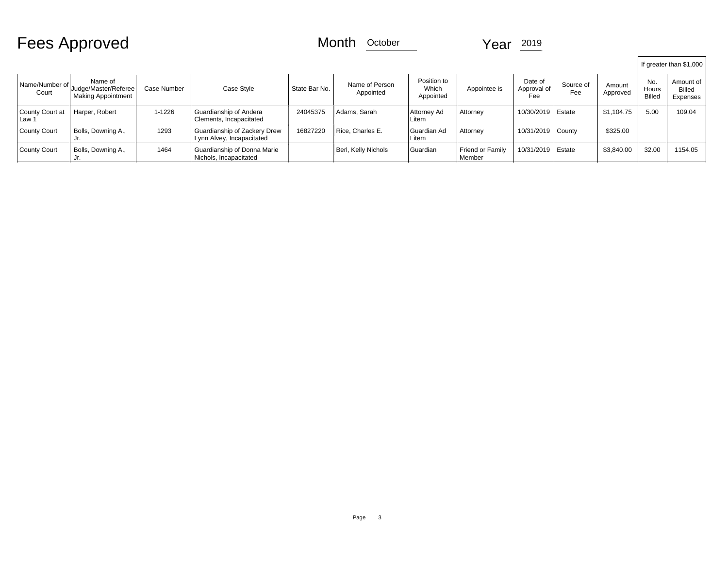# Fees Approved

Month October Year 2019

| Name/Number of Court | Name of Judge/Master/Referee Making Appointment | Case Number | Case Style | State Bar No. | Name of Person Appointed | Position to Which Appointed | Appointee is | Date of Approval of Fee | Source of Fee | Amount Approved | If greater than $1,000 | |
|---|---|---|---|---|---|---|---|---|---|---|---|---|
| | | | | | | | | | | | No. Hours Billed | Amount of Billed Expenses |
| County Court at Law 1 | Harper, Robert | 1-1226 | Guardianship of Andera Clements, Incapacitated | 24045375 | Adams, Sarah | Attorney Ad Litem | Attorney | 10/30/2019 | Estate | $1,104.75 | 5.00 | 109.04 |
| County Court | Bolls, Downing A., Jr. | 1293 | Guardianship of Zackery Drew Lynn Alvey, Incapacitated | 16827220 | Rice, Charles E. | Guardian Ad Litem | Attorney | 10/31/2019 | County | $325.00 | | |
| County Court | Bolls, Downing A., Jr. | 1464 | Guardianship of Donna Marie Nichols, Incapacitated | | Berl, Kelly Nichols | Guardian | Friend or Family Member | 10/31/2019 | Estate | $3,840.00 | 32.00 | 1154.05 |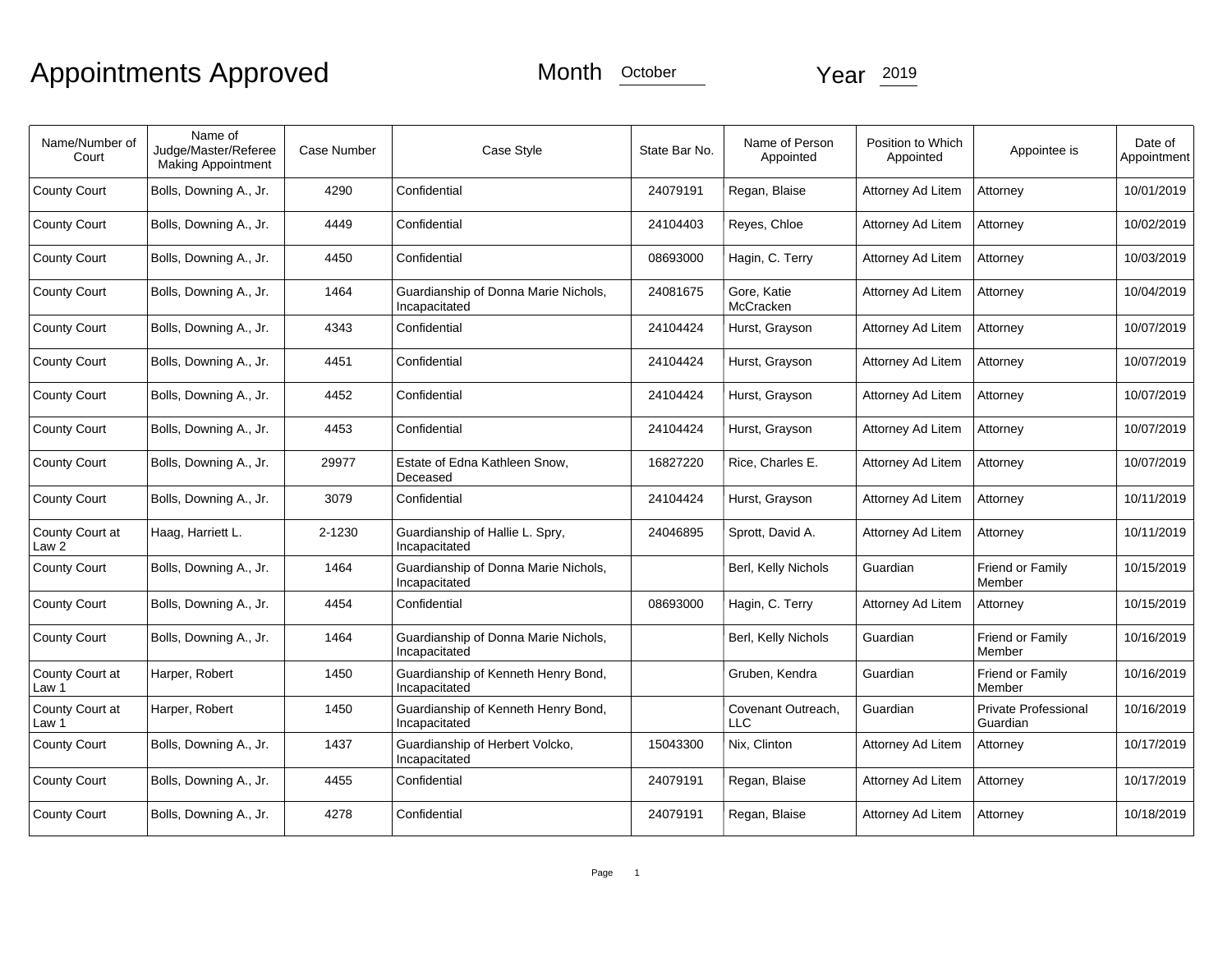# Appointments Approved

Month October

Year 2019

| Name/Number of Court | Name of Judge/Master/Referee Making Appointment | Case Number | Case Style | State Bar No. | Name of Person Appointed | Position to Which Appointed | Appointee is | Date of Appointment |
|---|---|---|---|---|---|---|---|---|
| County Court | Bolls, Downing A., Jr. | 4290 | Confidential | 24079191 | Regan, Blaise | Attorney Ad Litem | Attorney | 10/01/2019 |
| County Court | Bolls, Downing A., Jr. | 4449 | Confidential | 24104403 | Reyes, Chloe | Attorney Ad Litem | Attorney | 10/02/2019 |
| County Court | Bolls, Downing A., Jr. | 4450 | Confidential | 08693000 | Hagin, C. Terry | Attorney Ad Litem | Attorney | 10/03/2019 |
| County Court | Bolls, Downing A., Jr. | 1464 | Guardianship of Donna Marie Nichols, Incapacitated | 24081675 | Gore, Katie McCracken | Attorney Ad Litem | Attorney | 10/04/2019 |
| County Court | Bolls, Downing A., Jr. | 4343 | Confidential | 24104424 | Hurst, Grayson | Attorney Ad Litem | Attorney | 10/07/2019 |
| County Court | Bolls, Downing A., Jr. | 4451 | Confidential | 24104424 | Hurst, Grayson | Attorney Ad Litem | Attorney | 10/07/2019 |
| County Court | Bolls, Downing A., Jr. | 4452 | Confidential | 24104424 | Hurst, Grayson | Attorney Ad Litem | Attorney | 10/07/2019 |
| County Court | Bolls, Downing A., Jr. | 4453 | Confidential | 24104424 | Hurst, Grayson | Attorney Ad Litem | Attorney | 10/07/2019 |
| County Court | Bolls, Downing A., Jr. | 29977 | Estate of Edna Kathleen Snow, Deceased | 16827220 | Rice, Charles E. | Attorney Ad Litem | Attorney | 10/07/2019 |
| County Court | Bolls, Downing A., Jr. | 3079 | Confidential | 24104424 | Hurst, Grayson | Attorney Ad Litem | Attorney | 10/11/2019 |
| County Court at Law 2 | Haag, Harriett L. | 2-1230 | Guardianship of Hallie L. Spry, Incapacitated | 24046895 | Sprott, David A. | Attorney Ad Litem | Attorney | 10/11/2019 |
| County Court | Bolls, Downing A., Jr. | 1464 | Guardianship of Donna Marie Nichols, Incapacitated | | Berl, Kelly Nichols | Guardian | Friend or Family Member | 10/15/2019 |
| County Court | Bolls, Downing A., Jr. | 4454 | Confidential | 08693000 | Hagin, C. Terry | Attorney Ad Litem | Attorney | 10/15/2019 |
| County Court | Bolls, Downing A., Jr. | 1464 | Guardianship of Donna Marie Nichols, Incapacitated | | Berl, Kelly Nichols | Guardian | Friend or Family Member | 10/16/2019 |
| County Court at Law 1 | Harper, Robert | 1450 | Guardianship of Kenneth Henry Bond, Incapacitated | | Gruben, Kendra | Guardian | Friend or Family Member | 10/16/2019 |
| County Court at Law 1 | Harper, Robert | 1450 | Guardianship of Kenneth Henry Bond, Incapacitated | | Covenant Outreach, LLC | Guardian | Private Professional Guardian | 10/16/2019 |
| County Court | Bolls, Downing A., Jr. | 1437 | Guardianship of Herbert Volcko, Incapacitated | 15043300 | Nix, Clinton | Attorney Ad Litem | Attorney | 10/17/2019 |
| County Court | Bolls, Downing A., Jr. | 4455 | Confidential | 24079191 | Regan, Blaise | Attorney Ad Litem | Attorney | 10/17/2019 |
| County Court | Bolls, Downing A., Jr. | 4278 | Confidential | 24079191 | Regan, Blaise | Attorney Ad Litem | Attorney | 10/18/2019 |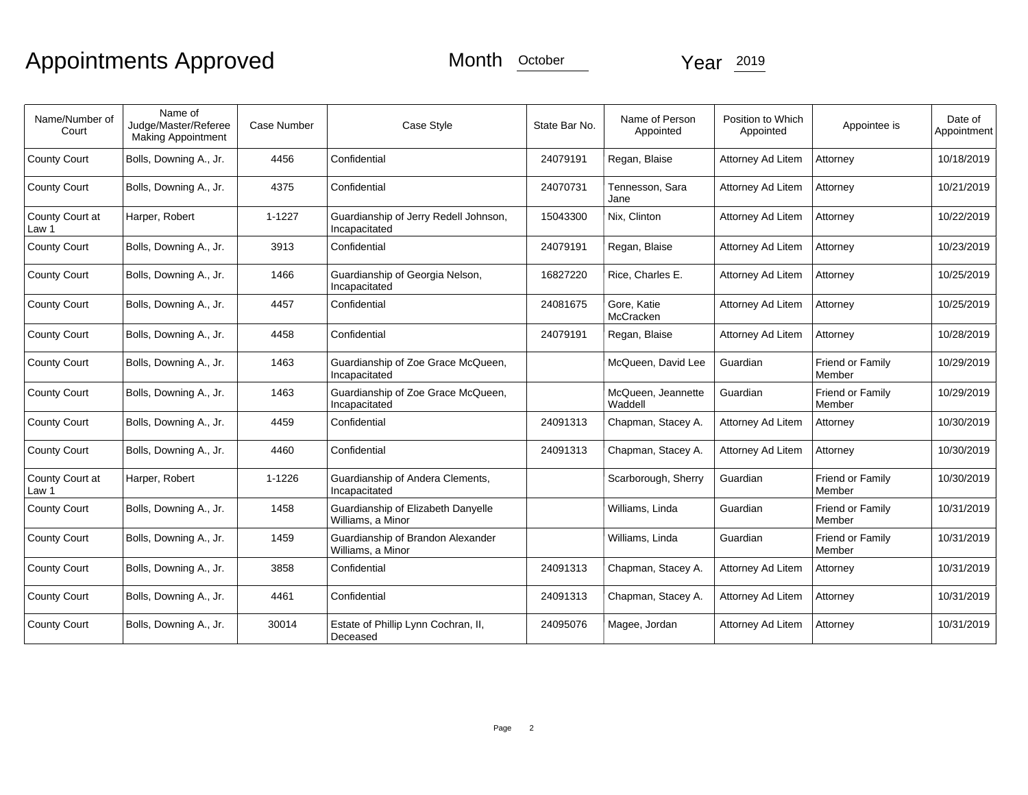# Appointments Approved

Month October Year 2019

| Name/Number of Court | Name of Judge/Master/Referee Making Appointment | Case Number | Case Style | State Bar No. | Name of Person Appointed | Position to Which Appointed | Appointee is | Date of Appointment |
|---|---|---|---|---|---|---|---|---|
| County Court | Bolls, Downing A., Jr. | 4456 | Confidential | 24079191 | Regan, Blaise | Attorney Ad Litem | Attorney | 10/18/2019 |
| County Court | Bolls, Downing A., Jr. | 4375 | Confidential | 24070731 | Tennesson, Sara Jane | Attorney Ad Litem | Attorney | 10/21/2019 |
| County Court at Law 1 | Harper, Robert | 1-1227 | Guardianship of Jerry Redell Johnson, Incapacitated | 15043300 | Nix, Clinton | Attorney Ad Litem | Attorney | 10/22/2019 |
| County Court | Bolls, Downing A., Jr. | 3913 | Confidential | 24079191 | Regan, Blaise | Attorney Ad Litem | Attorney | 10/23/2019 |
| County Court | Bolls, Downing A., Jr. | 1466 | Guardianship of Georgia Nelson, Incapacitated | 16827220 | Rice, Charles E. | Attorney Ad Litem | Attorney | 10/25/2019 |
| County Court | Bolls, Downing A., Jr. | 4457 | Confidential | 24081675 | Gore, Katie McCracken | Attorney Ad Litem | Attorney | 10/25/2019 |
| County Court | Bolls, Downing A., Jr. | 4458 | Confidential | 24079191 | Regan, Blaise | Attorney Ad Litem | Attorney | 10/28/2019 |
| County Court | Bolls, Downing A., Jr. | 1463 | Guardianship of Zoe Grace McQueen, Incapacitated | | McQueen, David Lee | Guardian | Friend or Family Member | 10/29/2019 |
| County Court | Bolls, Downing A., Jr. | 1463 | Guardianship of Zoe Grace McQueen, Incapacitated | | McQueen, Jeannette Waddell | Guardian | Friend or Family Member | 10/29/2019 |
| County Court | Bolls, Downing A., Jr. | 4459 | Confidential | 24091313 | Chapman, Stacey A. | Attorney Ad Litem | Attorney | 10/30/2019 |
| County Court | Bolls, Downing A., Jr. | 4460 | Confidential | 24091313 | Chapman, Stacey A. | Attorney Ad Litem | Attorney | 10/30/2019 |
| County Court at Law 1 | Harper, Robert | 1-1226 | Guardianship of Andera Clements, Incapacitated | | Scarborough, Sherry | Guardian | Friend or Family Member | 10/30/2019 |
| County Court | Bolls, Downing A., Jr. | 1458 | Guardianship of Elizabeth Danyelle Williams, a Minor | | Williams, Linda | Guardian | Friend or Family Member | 10/31/2019 |
| County Court | Bolls, Downing A., Jr. | 1459 | Guardianship of Brandon Alexander Williams, a Minor | | Williams, Linda | Guardian | Friend or Family Member | 10/31/2019 |
| County Court | Bolls, Downing A., Jr. | 3858 | Confidential | 24091313 | Chapman, Stacey A. | Attorney Ad Litem | Attorney | 10/31/2019 |
| County Court | Bolls, Downing A., Jr. | 4461 | Confidential | 24091313 | Chapman, Stacey A. | Attorney Ad Litem | Attorney | 10/31/2019 |
| County Court | Bolls, Downing A., Jr. | 30014 | Estate of Phillip Lynn Cochran, II, Deceased | 24095076 | Magee, Jordan | Attorney Ad Litem | Attorney | 10/31/2019 |